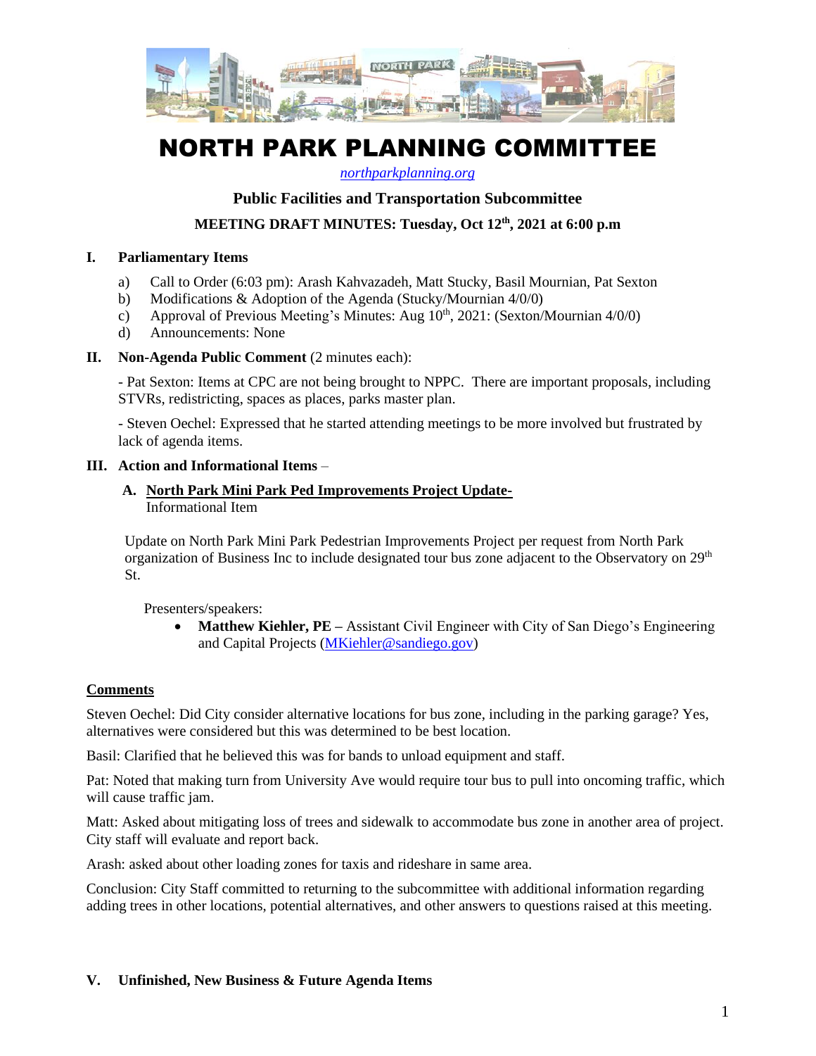# NORTH PARK PLANNING COMMITTEE

[northparkplanning.org](northparkplanning.org)

## Public Facilities and Transportation Subcommittee

### MEETING DRAFT MINUTES: Tuesday, Oct 12th, 2021 at 6:00 p.m

**I. Parliamentary Items**

a) Call to Order (6:03 pm): Arash Kahvazadeh, Matt Stucky, Basil Mournian, Pat Sexton
b) Modifications & Adoption of the Agenda (Stucky/Mournian 4/0/0)
c) Approval of Previous Meeting's Minutes: Aug 10th, 2021: (Sexton/Mournian 4/0/0)
d) Announcements: None

**II. Non-Agenda Public Comment** (2 minutes each):

- Pat Sexton: Items at CPC are not being brought to NPPC. There are important proposals, including STVRs, redistricting, spaces as places, parks master plan.

- Steven Oechel: Expressed that he started attending meetings to be more involved but frustrated by lack of agenda items.

**III. Action and Informational Items** –

**A. North Park Mini Park Ped Improvements Project Update-**
Informational Item

Update on North Park Mini Park Pedestrian Improvements Project per request from North Park organization of Business Inc to include designated tour bus zone adjacent to the Observatory on 29th St.

Presenters/speakers:

- **Matthew Kiehler, PE –** Assistant Civil Engineer with City of San Diego's Engineering and Capital Projects ([MKiehler@sandiego.gov](mailto:MKiehler@sandiego.gov))

**Comments**

Steven Oechel: Did City consider alternative locations for bus zone, including in the parking garage? Yes, alternatives were considered but this was determined to be best location.

Basil: Clarified that he believed this was for bands to unload equipment and staff.

Pat: Noted that making turn from University Ave would require tour bus to pull into oncoming traffic, which will cause traffic jam.

Matt: Asked about mitigating loss of trees and sidewalk to accommodate bus zone in another area of project. City staff will evaluate and report back.

Arash: asked about other loading zones for taxis and rideshare in same area.

Conclusion: City Staff committed to returning to the subcommittee with additional information regarding adding trees in other locations, potential alternatives, and other answers to questions raised at this meeting.

**V. Unfinished, New Business & Future Agenda Items**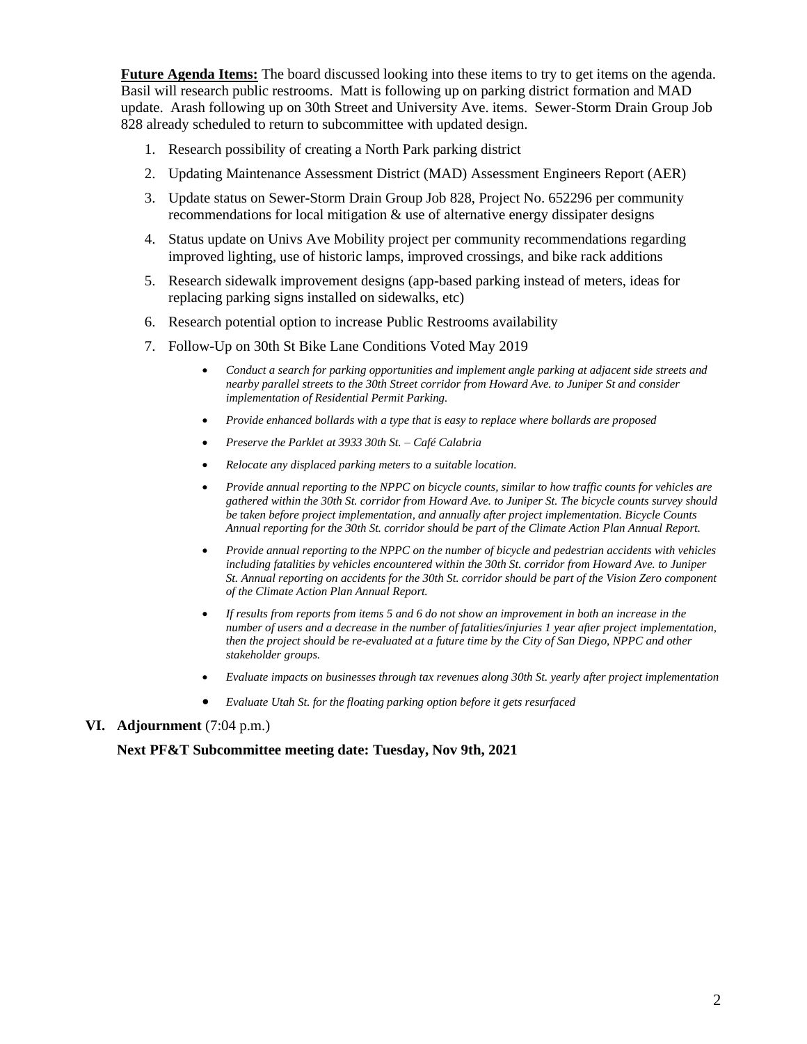**Future Agenda Items:** The board discussed looking into these items to try to get items on the agenda. Basil will research public restrooms. Matt is following up on parking district formation and MAD update. Arash following up on 30th Street and University Ave. items. Sewer-Storm Drain Group Job 828 already scheduled to return to subcommittee with updated design.

1. Research possibility of creating a North Park parking district
2. Updating Maintenance Assessment District (MAD) Assessment Engineers Report (AER)
3. Update status on Sewer-Storm Drain Group Job 828, Project No. 652296 per community recommendations for local mitigation & use of alternative energy dissipater designs
4. Status update on Univs Ave Mobility project per community recommendations regarding improved lighting, use of historic lamps, improved crossings, and bike rack additions
5. Research sidewalk improvement designs (app-based parking instead of meters, ideas for replacing parking signs installed on sidewalks, etc)
6. Research potential option to increase Public Restrooms availability
7. Follow-Up on 30th St Bike Lane Conditions Voted May 2019
    - *Conduct a search for parking opportunities and implement angle parking at adjacent side streets and nearby parallel streets to the 30th Street corridor from Howard Ave. to Juniper St and consider implementation of Residential Permit Parking.*
    - *Provide enhanced bollards with a type that is easy to replace where bollards are proposed*
    - *Preserve the Parklet at 3933 30th St. – Café Calabria*
    - *Relocate any displaced parking meters to a suitable location.*
    - *Provide annual reporting to the NPPC on bicycle counts, similar to how traffic counts for vehicles are gathered within the 30th St. corridor from Howard Ave. to Juniper St. The bicycle counts survey should be taken before project implementation, and annually after project implementation. Bicycle Counts Annual reporting for the 30th St. corridor should be part of the Climate Action Plan Annual Report.*
    - *Provide annual reporting to the NPPC on the number of bicycle and pedestrian accidents with vehicles including fatalities by vehicles encountered within the 30th St. corridor from Howard Ave. to Juniper St. Annual reporting on accidents for the 30th St. corridor should be part of the Vision Zero component of the Climate Action Plan Annual Report.*
    - *If results from reports from items 5 and 6 do not show an improvement in both an increase in the number of users and a decrease in the number of fatalities/injuries 1 year after project implementation, then the project should be re-evaluated at a future time by the City of San Diego, NPPC and other stakeholder groups.*
    - *Evaluate impacts on businesses through tax revenues along 30th St. yearly after project implementation*
    - *Evaluate Utah St. for the floating parking option before it gets resurfaced*

## VI. Adjournment (7:04 p.m.)

**Next PF&T Subcommittee meeting date: Tuesday, Nov 9th, 2021**